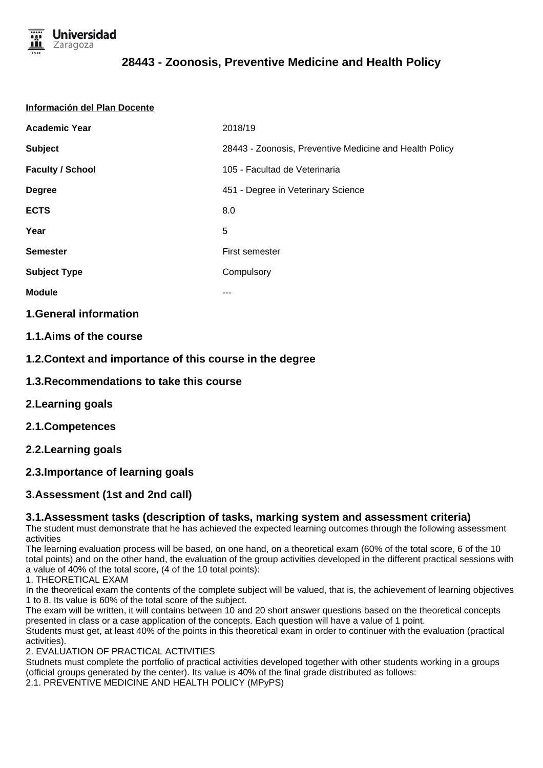# 28443 - Zoonosis, Preventive Medicine and Health Policy

**Información del Plan Docente**

| | |
|---|---|
| **Academic Year** | 2018/19 |
| **Subject** | 28443 - Zoonosis, Preventive Medicine and Health Policy |
| **Faculty / School** | 105 - Facultad de Veterinaria |
| **Degree** | 451 - Degree in Veterinary Science |
| **ECTS** | 8.0 |
| **Year** | 5 |
| **Semester** | First semester |
| **Subject Type** | Compulsory |
| **Module** | --- |

## 1.General information

## 1.1.Aims of the course

## 1.2.Context and importance of this course in the degree

## 1.3.Recommendations to take this course

## 2.Learning goals

## 2.1.Competences

## 2.2.Learning goals

## 2.3.Importance of learning goals

## 3.Assessment (1st and 2nd call)

## 3.1.Assessment tasks (description of tasks, marking system and assessment criteria)

The student must demonstrate that he has achieved the expected learning outcomes through the following assessment activities

The learning evaluation process will be based, on one hand, on a theoretical exam (60% of the total score, 6 of the 10 total points) and on the other hand, the evaluation of the group activities developed in the different practical sessions with a value of 40% of the total score, (4 of the 10 total points):

1. THEORETICAL EXAM

In the theoretical exam the contents of the complete subject will be valued, that is, the achievement of learning objectives 1 to 8. Its value is 60% of the total score of the subject.

The exam will be written, it will contains between 10 and 20 short answer questions based on the theoretical concepts presented in class or a case application of the concepts. Each question will have a value of 1 point.

Students must get, at least 40% of the points in this theoretical exam in order to continuer with the evaluation (practical activities).

2. EVALUATION OF PRACTICAL ACTIVITIES

Studnets must complete the portfolio of practical activities developed together with other students working in a groups (official groups generated by the center). Its value is 40% of the final grade distributed as follows:

2.1. PREVENTIVE MEDICINE AND HEALTH POLICY (MPyPS)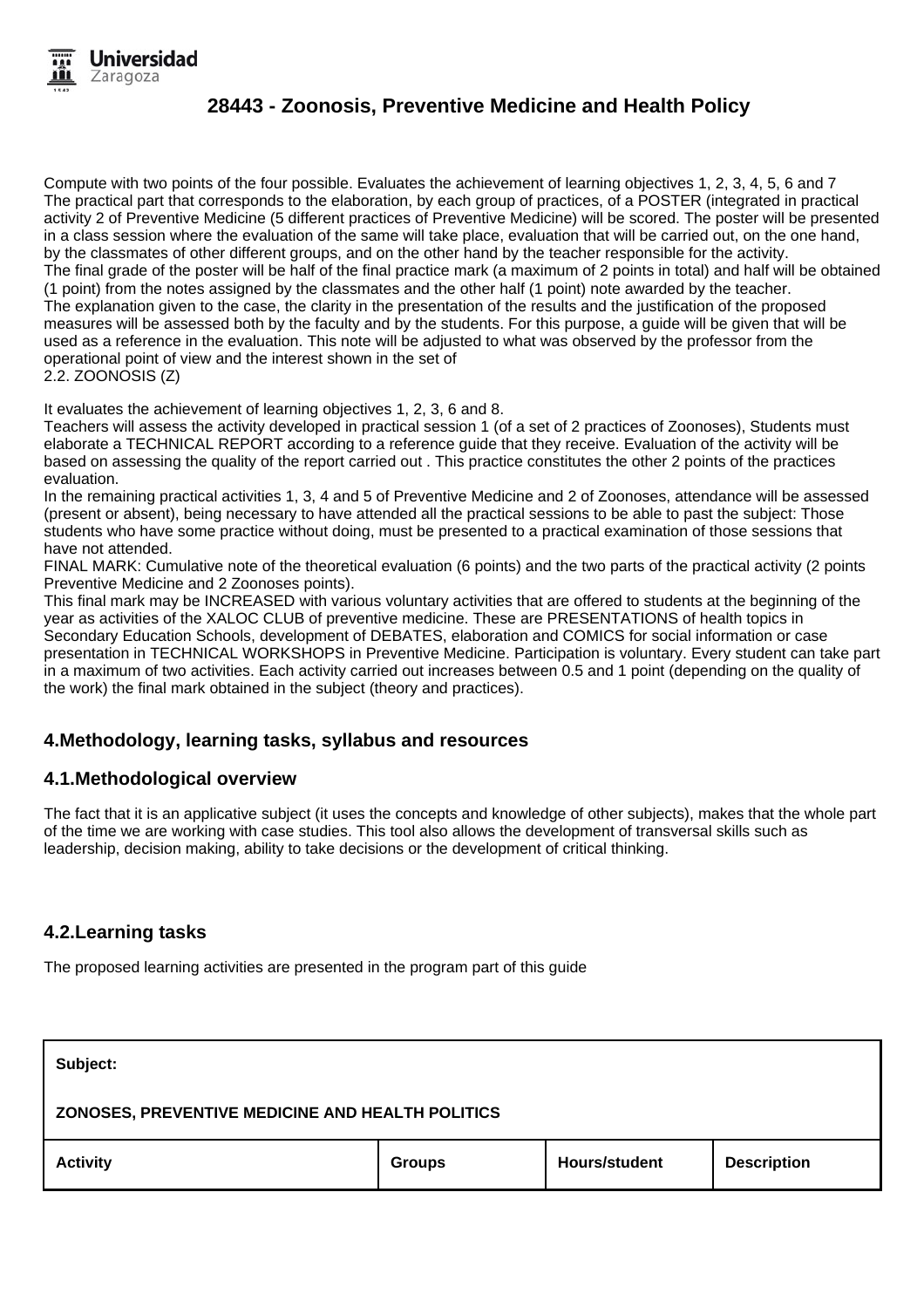Compute with two points of the four possible. Evaluates the achievement of learning objectives 1, 2, 3, 4, 5, 6 and 7
The practical part that corresponds to the elaboration, by each group of practices, of a POSTER (integrated in practical activity 2 of Preventive Medicine (5 different practices of Preventive Medicine) will be scored. The poster will be presented in a class session where the evaluation of the same will take place, evaluation that will be carried out, on the one hand, by the classmates of other different groups, and on the other hand by the teacher responsible for the activity.
The final grade of the poster will be half of the final practice mark (a maximum of 2 points in total) and half will be obtained (1 point) from the notes assigned by the classmates and the other half (1 point) note awarded by the teacher.
The explanation given to the case, the clarity in the presentation of the results and the justification of the proposed measures will be assessed both by the faculty and by the students. For this purpose, a guide will be given that will be used as a reference in the evaluation. This note will be adjusted to what was observed by the professor from the operational point of view and the interest shown in the set of
2.2. ZOONOSIS (Z)

It evaluates the achievement of learning objectives 1, 2, 3, 6 and 8.
Teachers will assess the activity developed in practical session 1 (of a set of 2 practices of Zoonoses), Students must elaborate a TECHNICAL REPORT according to a reference guide that they receive. Evaluation of the activity will be based on assessing the quality of the report carried out . This practice constitutes the other 2 points of the practices evaluation.
In the remaining practical activities 1, 3, 4 and 5 of Preventive Medicine and 2 of Zoonoses, attendance will be assessed (present or absent), being necessary to have attended all the practical sessions to be able to past the subject: Those students who have some practice without doing, must be presented to a practical examination of those sessions that have not attended.
FINAL MARK: Cumulative note of the theoretical evaluation (6 points) and the two parts of the practical activity (2 points Preventive Medicine and 2 Zoonoses points).
This final mark may be INCREASED with various voluntary activities that are offered to students at the beginning of the year as activities of the XALOC CLUB of preventive medicine. These are PRESENTATIONS of health topics in Secondary Education Schools, development of DEBATES, elaboration and COMICS for social information or case presentation in TECHNICAL WORKSHOPS in Preventive Medicine. Participation is voluntary. Every student can take part in a maximum of two activities. Each activity carried out increases between 0.5 and 1 point (depending on the quality of the work) the final mark obtained in the subject (theory and practices).

## 4.Methodology, learning tasks, syllabus and resources

### 4.1.Methodological overview

The fact that it is an applicative subject (it uses the concepts and knowledge of other subjects), makes that the whole part of the time we are working with case studies. This tool also allows the development of transversal skills such as leadership, decision making, ability to take decisions or the development of critical thinking.

### 4.2.Learning tasks

The proposed learning activities are presented in the program part of this guide

| **Subject:**<br><br>**ZONOSES, PREVENTIVE MEDICINE AND HEALTH POLITICS** | | | |
|---|---|---|---|
| **Activity** | **Groups** | **Hours/student** | **Description** |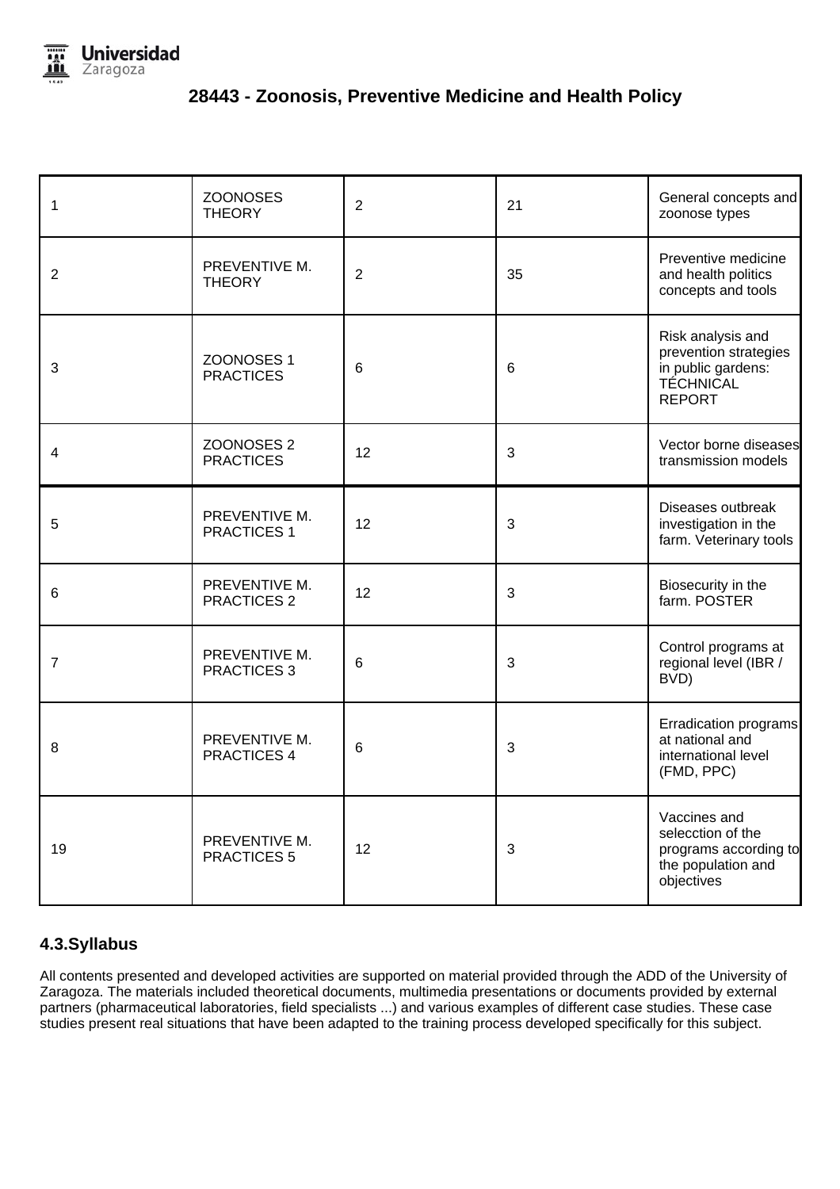# 28443 - Zoonosis, Preventive Medicine and Health Policy

| | | | | |
|---|---|---|---|---|
| 1 | ZOONOSES THEORY | 2 | 21 | General concepts and zoonose types |
| 2 | PREVENTIVE M. THEORY | 2 | 35 | Preventive medicine and health politics concepts and tools |
| 3 | ZOONOSES 1 PRACTICES | 6 | 6 | Risk analysis and prevention strategies in public gardens: TÉCHNICAL REPORT |
| 4 | ZOONOSES 2 PRACTICES | 12 | 3 | Vector borne diseases transmission models |
| 5 | PREVENTIVE M. PRACTICES 1 | 12 | 3 | Diseases outbreak investigation in the farm. Veterinary tools |
| 6 | PREVENTIVE M. PRACTICES 2 | 12 | 3 | Biosecurity in the farm. POSTER |
| 7 | PREVENTIVE M. PRACTICES 3 | 6 | 3 | Control programs at regional level (IBR / BVD) |
| 8 | PREVENTIVE M. PRACTICES 4 | 6 | 3 | Erradication programs at national and international level (FMD, PPC) |
| 19 | PREVENTIVE M. PRACTICES 5 | 12 | 3 | Vaccines and selecction of the programs according to the population and objectives |

## 4.3.Syllabus

All contents presented and developed activities are supported on material provided through the ADD of the University of Zaragoza. The materials included theoretical documents, multimedia presentations or documents provided by external partners (pharmaceutical laboratories, field specialists ...) and various examples of different case studies. These case studies present real situations that have been adapted to the training process developed specifically for this subject.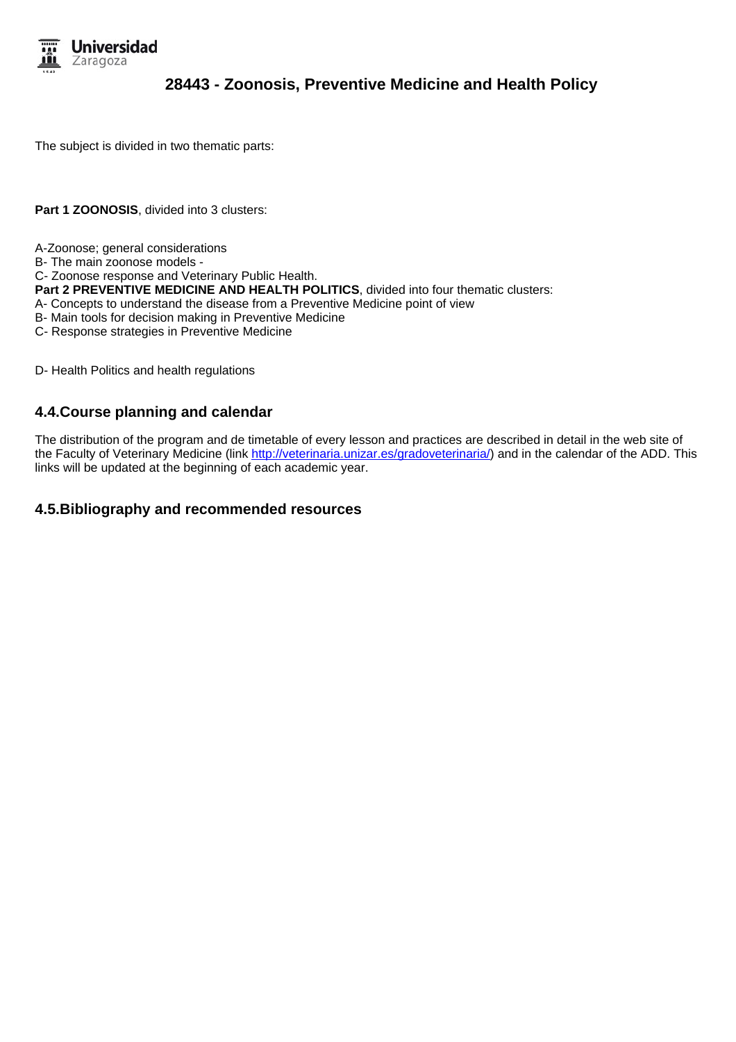## 28443 - Zoonosis, Preventive Medicine and Health Policy

The subject is divided in two thematic parts:

**Part 1 ZOONOSIS**, divided into 3 clusters:

A-Zoonose; general considerations
B- The main zoonose models -
C- Zoonose response and Veterinary Public Health.
**Part 2 PREVENTIVE MEDICINE AND HEALTH POLITICS**, divided into four thematic clusters:
A- Concepts to understand the disease from a Preventive Medicine point of view
B- Main tools for decision making in Preventive Medicine
C- Response strategies in Preventive Medicine

D- Health Politics and health regulations

### 4.4.Course planning and calendar

The distribution of the program and de timetable of every lesson and practices are described in detail in the web site of the Faculty of Veterinary Medicine (link http://veterinaria.unizar.es/gradoveterinaria/) and in the calendar of the ADD. This links will be updated at the beginning of each academic year.

### 4.5.Bibliography and recommended resources